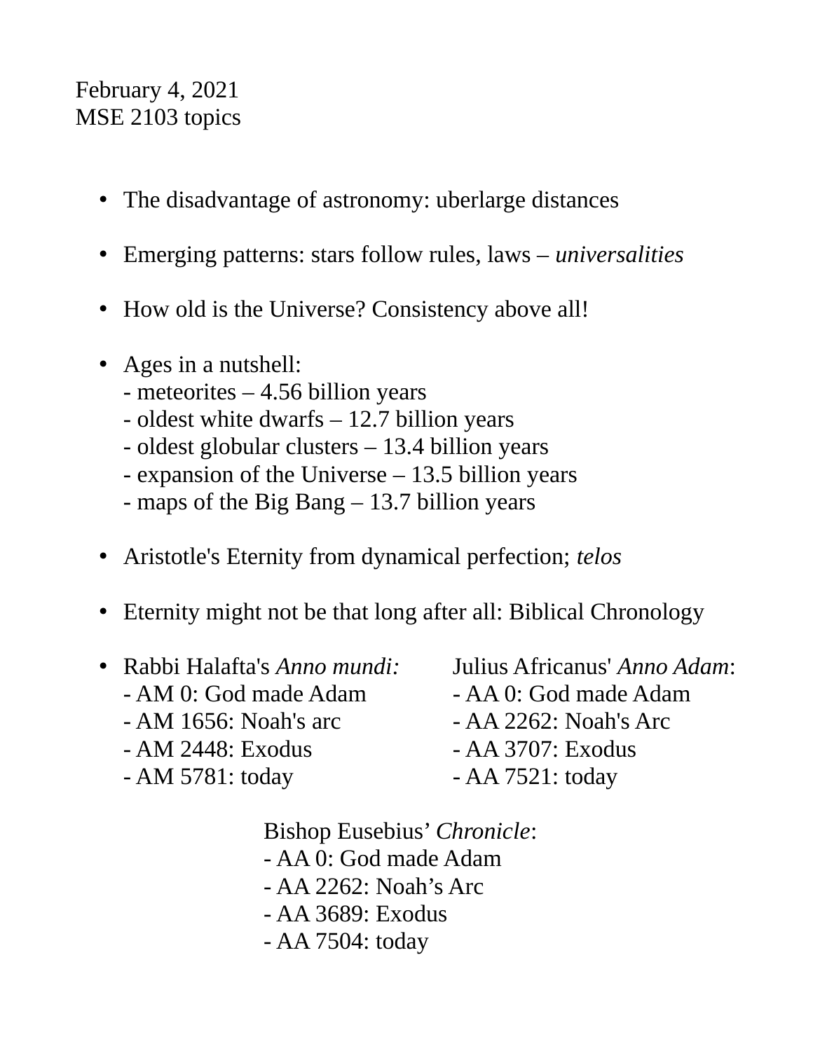February 4, 2021
MSE 2103 topics

- The disadvantage of astronomy: uberlarge distances

- Emerging patterns: stars follow rules, laws – *universalities*

- How old is the Universe? Consistency above all!

- Ages in a nutshell:
  - meteorites – 4.56 billion years
  - oldest white dwarfs – 12.7 billion years
  - oldest globular clusters – 13.4 billion years
  - expansion of the Universe – 13.5 billion years
  - maps of the Big Bang – 13.7 billion years

- Aristotle's Eternity from dynamical perfection; *telos*

- Eternity might not be that long after all: Biblical Chronology

- Rabbi Halafta's *Anno mundi:*
  - AM 0: God made Adam
  - AM 1656: Noah's arc
  - AM 2448: Exodus
  - AM 5781: today

  Julius Africanus' *Anno Adam*:
  - AA 0: God made Adam
  - AA 2262: Noah's Arc
  - AA 3707: Exodus
  - AA 7521: today

  Bishop Eusebius' *Chronicle*:
  - AA 0: God made Adam
  - AA 2262: Noah's Arc
  - AA 3689: Exodus
  - AA 7504: today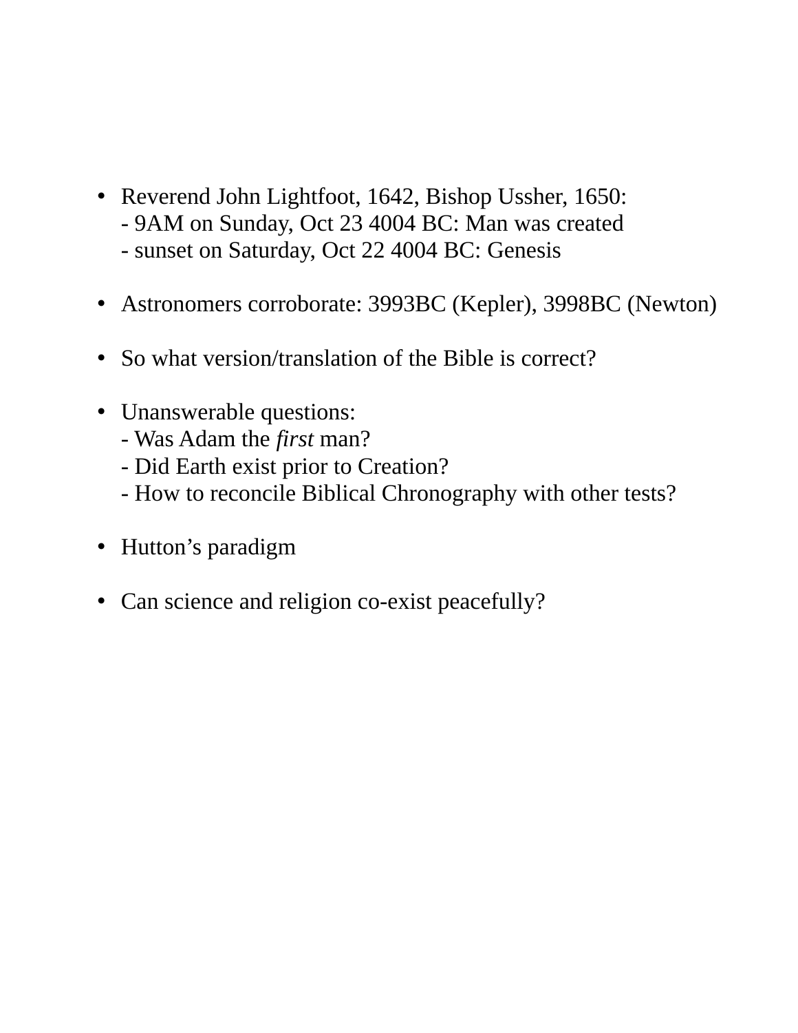- Reverend John Lightfoot, 1642, Bishop Ussher, 1650:
  - 9AM on Sunday, Oct 23 4004 BC: Man was created
  - sunset on Saturday, Oct 22 4004 BC: Genesis

- Astronomers corroborate: 3993BC (Kepler), 3998BC (Newton)

- So what version/translation of the Bible is correct?

- Unanswerable questions:
  - Was Adam the *first* man?
  - Did Earth exist prior to Creation?
  - How to reconcile Biblical Chronography with other tests?

- Hutton's paradigm

- Can science and religion co-exist peacefully?